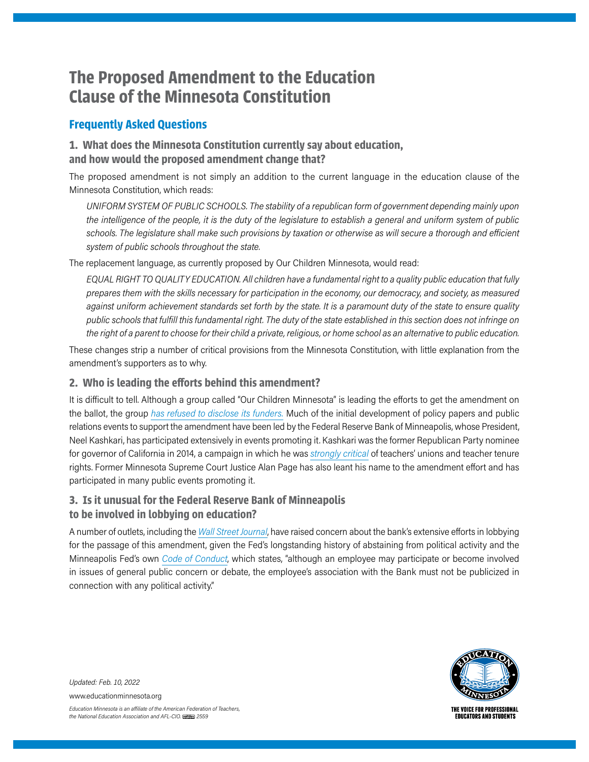# The Proposed Amendment to the Education Clause of the Minnesota Constitution

## Frequently Asked Questions

### 1. What does the Minnesota Constitution currently say about education, and how would the proposed amendment change that?

The proposed amendment is not simply an addition to the current language in the education clause of the Minnesota Constitution, which reads:

> *UNIFORM SYSTEM OF PUBLIC SCHOOLS. The stability of a republican form of government depending mainly upon the intelligence of the people, it is the duty of the legislature to establish a general and uniform system of public schools. The legislature shall make such provisions by taxation or otherwise as will secure a thorough and efficient system of public schools throughout the state.*

The replacement language, as currently proposed by Our Children Minnesota, would read:

> *EQUAL RIGHT TO QUALITY EDUCATION. All children have a fundamental right to a quality public education that fully prepares them with the skills necessary for participation in the economy, our democracy, and society, as measured against uniform achievement standards set forth by the state. It is a paramount duty of the state to ensure quality public schools that fulfill this fundamental right. The duty of the state established in this section does not infringe on the right of a parent to choose for their child a private, religious, or home school as an alternative to public education.*

These changes strip a number of critical provisions from the Minnesota Constitution, with little explanation from the amendment's supporters as to why.

### 2. Who is leading the efforts behind this amendment?

It is difficult to tell. Although a group called "Our Children Minnesota" is leading the efforts to get the amendment on the ballot, the group *has refused to disclose its funders.* Much of the initial development of policy papers and public relations events to support the amendment have been led by the Federal Reserve Bank of Minneapolis, whose President, Neel Kashkari, has participated extensively in events promoting it. Kashkari was the former Republican Party nominee for governor of California in 2014, a campaign in which he was *strongly critical* of teachers' unions and teacher tenure rights. Former Minnesota Supreme Court Justice Alan Page has also leant his name to the amendment effort and has participated in many public events promoting it.

### 3. Is it unusual for the Federal Reserve Bank of Minneapolis to be involved in lobbying on education?

A number of outlets, including the *Wall Street Journal*, have raised concern about the bank's extensive efforts in lobbying for the passage of this amendment, given the Fed's longstanding history of abstaining from political activity and the Minneapolis Fed's own *Code of Conduct*, which states, "although an employee may participate or become involved in issues of general public concern or debate, the employee's association with the Bank must not be publicized in connection with any political activity."

*Updated: Feb. 10, 2022*

www.educationminnesota.org

*Education Minnesota is an affiliate of the American Federation of Teachers, the National Education Association and AFL-CIO. 2559*

THE VOICE FOR PROFESSIONAL EDUCATORS AND STUDENTS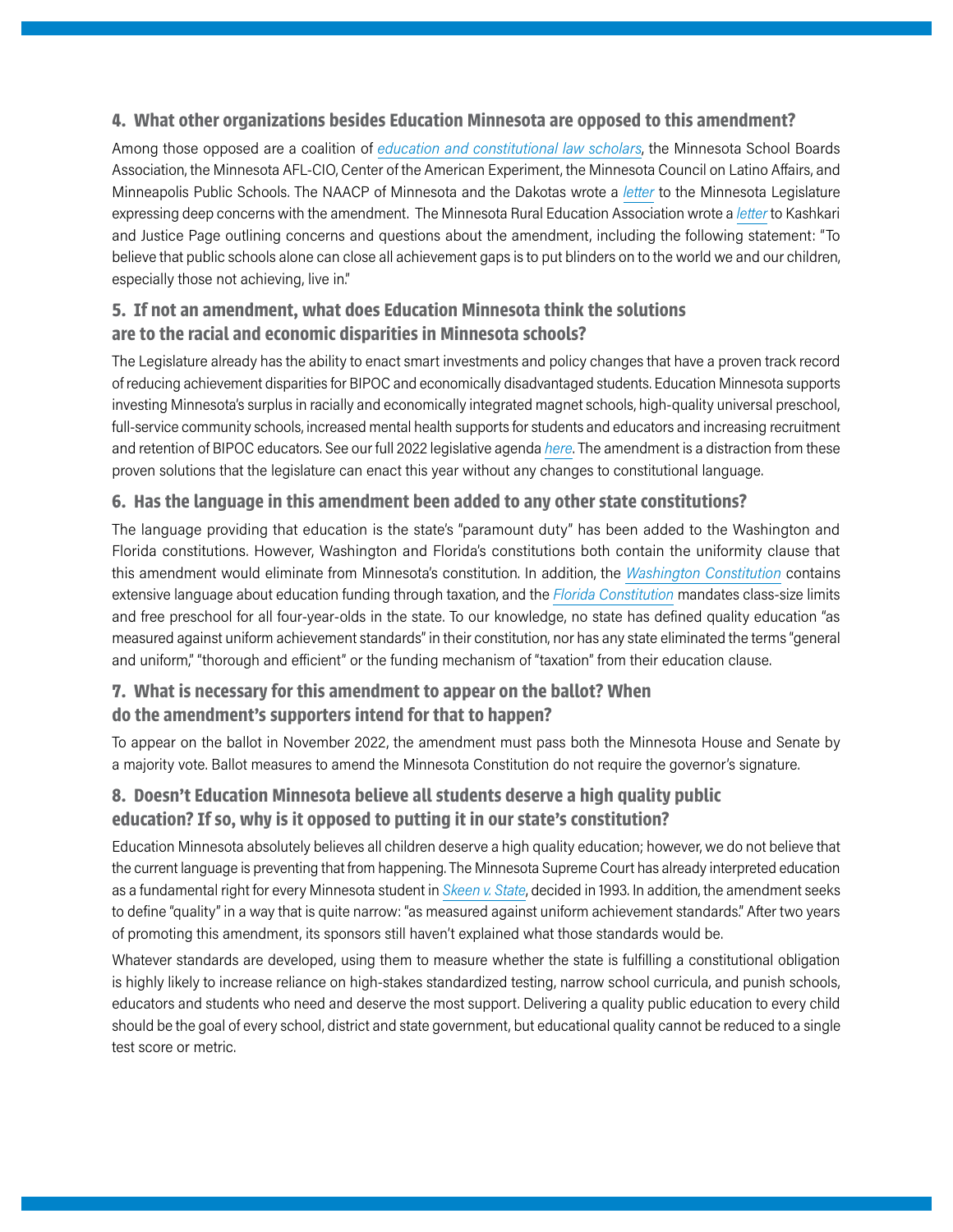### 4. What other organizations besides Education Minnesota are opposed to this amendment?

Among those opposed are a coalition of *education and constitutional law scholars*, the Minnesota School Boards Association, the Minnesota AFL-CIO, Center of the American Experiment, the Minnesota Council on Latino Affairs, and Minneapolis Public Schools. The NAACP of Minnesota and the Dakotas wrote a *letter* to the Minnesota Legislature expressing deep concerns with the amendment. The Minnesota Rural Education Association wrote a *letter* to Kashkari and Justice Page outlining concerns and questions about the amendment, including the following statement: "To believe that public schools alone can close all achievement gaps is to put blinders on to the world we and our children, especially those not achieving, live in."

### 5. If not an amendment, what does Education Minnesota think the solutions are to the racial and economic disparities in Minnesota schools?

The Legislature already has the ability to enact smart investments and policy changes that have a proven track record of reducing achievement disparities for BIPOC and economically disadvantaged students. Education Minnesota supports investing Minnesota's surplus in racially and economically integrated magnet schools, high-quality universal preschool, full-service community schools, increased mental health supports for students and educators and increasing recruitment and retention of BIPOC educators. See our full 2022 legislative agenda *here*. The amendment is a distraction from these proven solutions that the legislature can enact this year without any changes to constitutional language.

### 6. Has the language in this amendment been added to any other state constitutions?

The language providing that education is the state's "paramount duty" has been added to the Washington and Florida constitutions. However, Washington and Florida's constitutions both contain the uniformity clause that this amendment would eliminate from Minnesota's constitution. In addition, the *Washington Constitution* contains extensive language about education funding through taxation, and the *Florida Constitution* mandates class-size limits and free preschool for all four-year-olds in the state. To our knowledge, no state has defined quality education "as measured against uniform achievement standards" in their constitution, nor has any state eliminated the terms "general and uniform," "thorough and efficient" or the funding mechanism of "taxation" from their education clause.

### 7. What is necessary for this amendment to appear on the ballot? When do the amendment's supporters intend for that to happen?

To appear on the ballot in November 2022, the amendment must pass both the Minnesota House and Senate by a majority vote. Ballot measures to amend the Minnesota Constitution do not require the governor's signature.

### 8. Doesn't Education Minnesota believe all students deserve a high quality public education? If so, why is it opposed to putting it in our state's constitution?

Education Minnesota absolutely believes all children deserve a high quality education; however, we do not believe that the current language is preventing that from happening. The Minnesota Supreme Court has already interpreted education as a fundamental right for every Minnesota student in *Skeen v. State*, decided in 1993. In addition, the amendment seeks to define "quality" in a way that is quite narrow: "as measured against uniform achievement standards." After two years of promoting this amendment, its sponsors still haven't explained what those standards would be.

Whatever standards are developed, using them to measure whether the state is fulfilling a constitutional obligation is highly likely to increase reliance on high-stakes standardized testing, narrow school curricula, and punish schools, educators and students who need and deserve the most support. Delivering a quality public education to every child should be the goal of every school, district and state government, but educational quality cannot be reduced to a single test score or metric.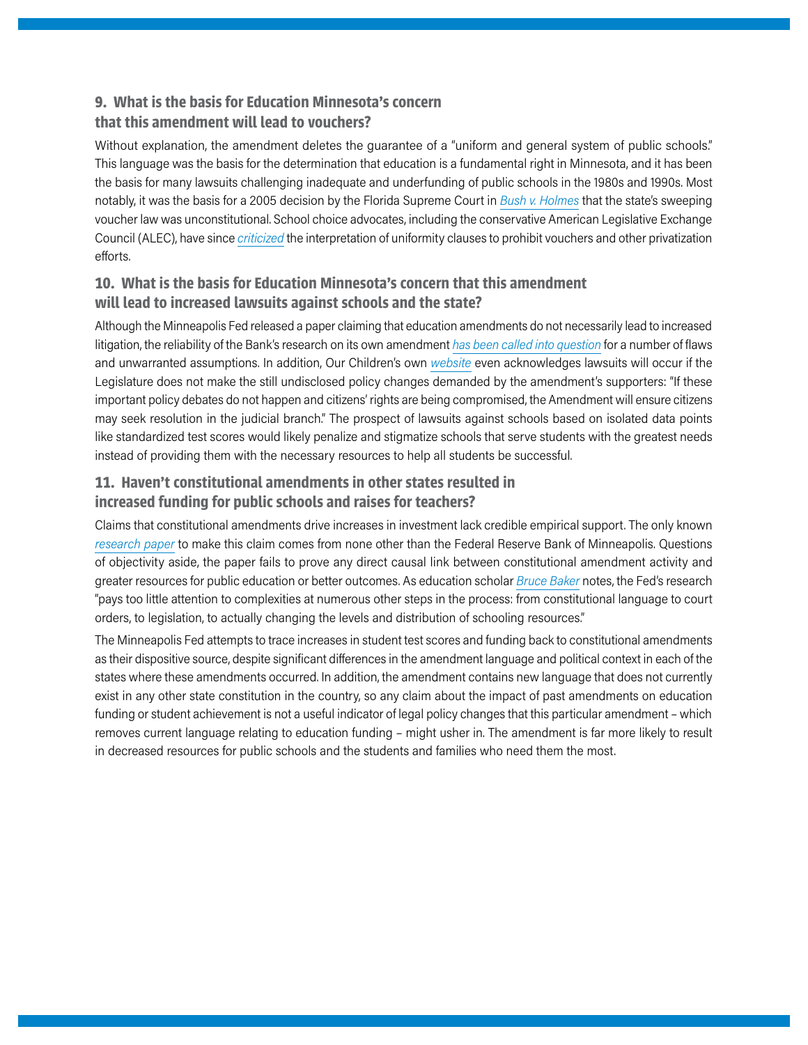### 9. What is the basis for Education Minnesota's concern that this amendment will lead to vouchers?

Without explanation, the amendment deletes the guarantee of a "uniform and general system of public schools." This language was the basis for the determination that education is a fundamental right in Minnesota, and it has been the basis for many lawsuits challenging inadequate and underfunding of public schools in the 1980s and 1990s. Most notably, it was the basis for a 2005 decision by the Florida Supreme Court in *Bush v. Holmes* that the state's sweeping voucher law was unconstitutional. School choice advocates, including the conservative American Legislative Exchange Council (ALEC), have since *criticized* the interpretation of uniformity clauses to prohibit vouchers and other privatization efforts.

### 10. What is the basis for Education Minnesota's concern that this amendment will lead to increased lawsuits against schools and the state?

Although the Minneapolis Fed released a paper claiming that education amendments do not necessarily lead to increased litigation, the reliability of the Bank's research on its own amendment *has been called into question* for a number of flaws and unwarranted assumptions. In addition, Our Children's own *website* even acknowledges lawsuits will occur if the Legislature does not make the still undisclosed policy changes demanded by the amendment's supporters: "If these important policy debates do not happen and citizens' rights are being compromised, the Amendment will ensure citizens may seek resolution in the judicial branch." The prospect of lawsuits against schools based on isolated data points like standardized test scores would likely penalize and stigmatize schools that serve students with the greatest needs instead of providing them with the necessary resources to help all students be successful.

### 11. Haven't constitutional amendments in other states resulted in increased funding for public schools and raises for teachers?

Claims that constitutional amendments drive increases in investment lack credible empirical support. The only known *research paper* to make this claim comes from none other than the Federal Reserve Bank of Minneapolis. Questions of objectivity aside, the paper fails to prove any direct causal link between constitutional amendment activity and greater resources for public education or better outcomes. As education scholar *Bruce Baker* notes, the Fed's research "pays too little attention to complexities at numerous other steps in the process: from constitutional language to court orders, to legislation, to actually changing the levels and distribution of schooling resources."

The Minneapolis Fed attempts to trace increases in student test scores and funding back to constitutional amendments as their dispositive source, despite significant differences in the amendment language and political context in each of the states where these amendments occurred. In addition, the amendment contains new language that does not currently exist in any other state constitution in the country, so any claim about the impact of past amendments on education funding or student achievement is not a useful indicator of legal policy changes that this particular amendment – which removes current language relating to education funding – might usher in. The amendment is far more likely to result in decreased resources for public schools and the students and families who need them the most.